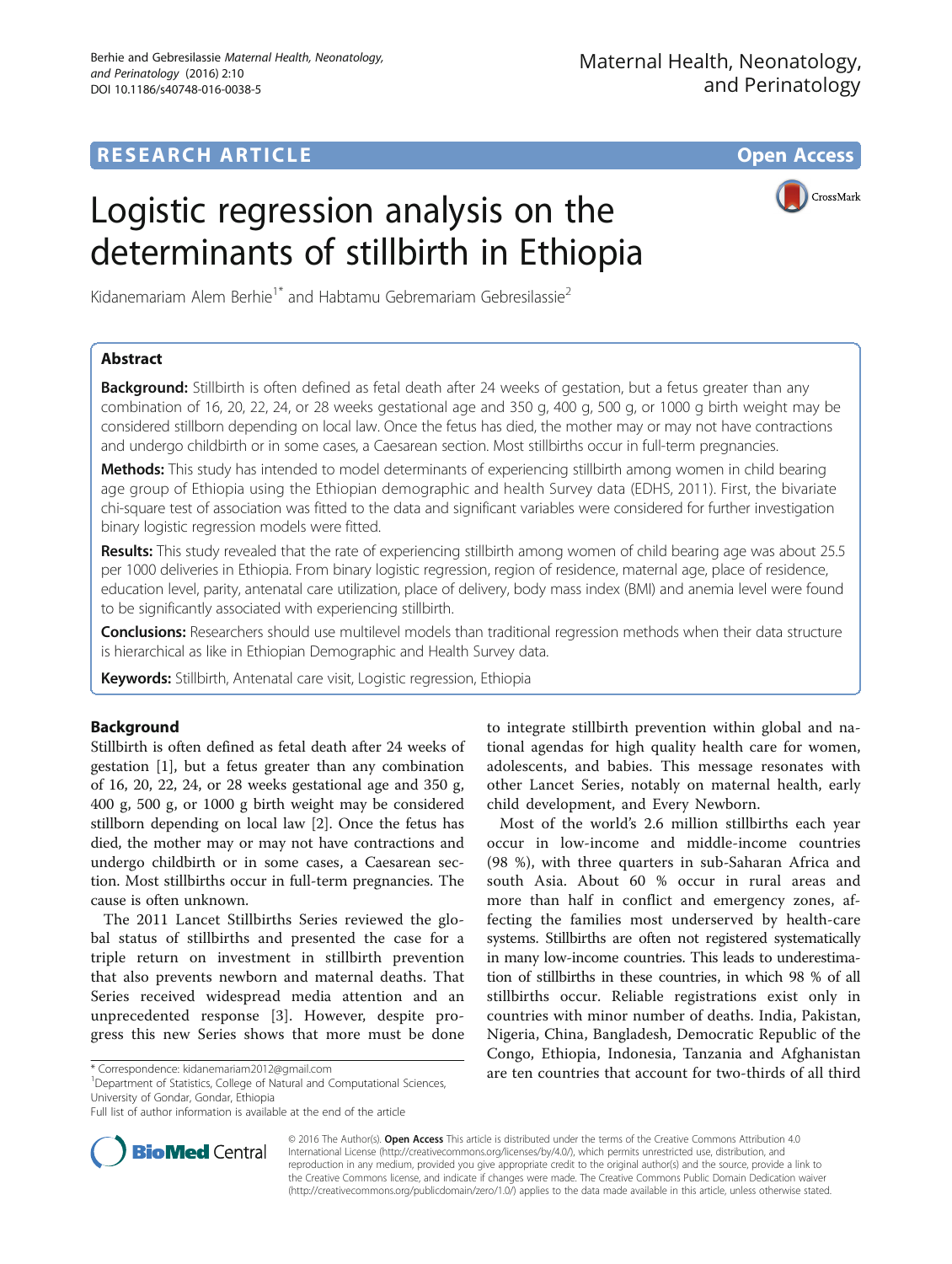**RESEARCH ARTICLE** **Open Access**

# Logistic regression analysis on the determinants of stillbirth in Ethiopia

Kidanemariam Alem Berhie[1*] and Habtamu Gebremariam Gebresilassie[2]

## Abstract

**Background:** Stillbirth is often defined as fetal death after 24 weeks of gestation, but a fetus greater than any combination of 16, 20, 22, 24, or 28 weeks gestational age and 350 g, 400 g, 500 g, or 1000 g birth weight may be considered stillborn depending on local law. Once the fetus has died, the mother may or may not have contractions and undergo childbirth or in some cases, a Caesarean section. Most stillbirths occur in full-term pregnancies.

**Methods:** This study has intended to model determinants of experiencing stillbirth among women in child bearing age group of Ethiopia using the Ethiopian demographic and health Survey data (EDHS, 2011). First, the bivariate chi-square test of association was fitted to the data and significant variables were considered for further investigation binary logistic regression models were fitted.

**Results:** This study revealed that the rate of experiencing stillbirth among women of child bearing age was about 25.5 per 1000 deliveries in Ethiopia. From binary logistic regression, region of residence, maternal age, place of residence, education level, parity, antenatal care utilization, place of delivery, body mass index (BMI) and anemia level were found to be significantly associated with experiencing stillbirth.

**Conclusions:** Researchers should use multilevel models than traditional regression methods when their data structure is hierarchical as like in Ethiopian Demographic and Health Survey data.

**Keywords:** Stillbirth, Antenatal care visit, Logistic regression, Ethiopia

## Background

Stillbirth is often defined as fetal death after 24 weeks of gestation [1], but a fetus greater than any combination of 16, 20, 22, 24, or 28 weeks gestational age and 350 g, 400 g, 500 g, or 1000 g birth weight may be considered stillborn depending on local law [2]. Once the fetus has died, the mother may or may not have contractions and undergo childbirth or in some cases, a Caesarean section. Most stillbirths occur in full-term pregnancies. The cause is often unknown.

The 2011 Lancet Stillbirths Series reviewed the global status of stillbirths and presented the case for a triple return on investment in stillbirth prevention that also prevents newborn and maternal deaths. That Series received widespread media attention and an unprecedented response [3]. However, despite progress this new Series shows that more must be done to integrate stillbirth prevention within global and national agendas for high quality health care for women, adolescents, and babies. This message resonates with other Lancet Series, notably on maternal health, early child development, and Every Newborn.

Most of the world's 2.6 million stillbirths each year occur in low-income and middle-income countries (98 %), with three quarters in sub-Saharan Africa and south Asia. About 60 % occur in rural areas and more than half in conflict and emergency zones, affecting the families most underserved by health-care systems. Stillbirths are often not registered systematically in many low-income countries. This leads to underestimation of stillbirths in these countries, in which 98 % of all stillbirths occur. Reliable registrations exist only in countries with minor number of deaths. India, Pakistan, Nigeria, China, Bangladesh, Democratic Republic of the Congo, Ethiopia, Indonesia, Tanzania and Afghanistan are ten countries that account for two-thirds of all third

\* Correspondence: kidanemariam2012@gmail.com
[1]Department of Statistics, College of Natural and Computational Sciences, University of Gondar, Gondar, Ethiopia
Full list of author information is available at the end of the article

© 2016 The Author(s). **Open Access** This article is distributed under the terms of the Creative Commons Attribution 4.0 International License (http://creativecommons.org/licenses/by/4.0/), which permits unrestricted use, distribution, and reproduction in any medium, provided you give appropriate credit to the original author(s) and the source, provide a link to the Creative Commons license, and indicate if changes were made. The Creative Commons Public Domain Dedication waiver (http://creativecommons.org/publicdomain/zero/1.0/) applies to the data made available in this article, unless otherwise stated.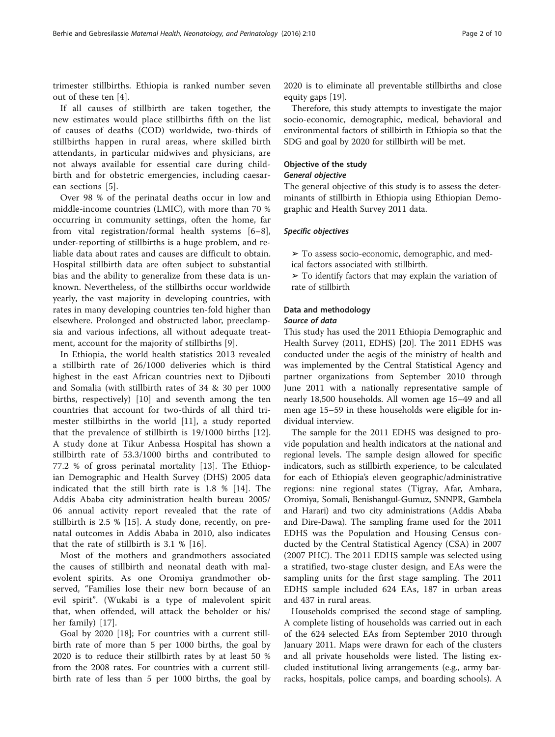trimester stillbirths. Ethiopia is ranked number seven out of these ten [4].

If all causes of stillbirth are taken together, the new estimates would place stillbirths fifth on the list of causes of deaths (COD) worldwide, two-thirds of stillbirths happen in rural areas, where skilled birth attendants, in particular midwives and physicians, are not always available for essential care during childbirth and for obstetric emergencies, including caesarean sections [5].

Over 98 % of the perinatal deaths occur in low and middle-income countries (LMIC), with more than 70 % occurring in community settings, often the home, far from vital registration/formal health systems [6–8], under-reporting of stillbirths is a huge problem, and reliable data about rates and causes are difficult to obtain. Hospital stillbirth data are often subject to substantial bias and the ability to generalize from these data is unknown. Nevertheless, of the stillbirths occur worldwide yearly, the vast majority in developing countries, with rates in many developing countries ten-fold higher than elsewhere. Prolonged and obstructed labor, preeclampsia and various infections, all without adequate treatment, account for the majority of stillbirths [9].

In Ethiopia, the world health statistics 2013 revealed a stillbirth rate of 26/1000 deliveries which is third highest in the east African countries next to Djibouti and Somalia (with stillbirth rates of 34 & 30 per 1000 births, respectively) [10] and seventh among the ten countries that account for two-thirds of all third trimester stillbirths in the world [11], a study reported that the prevalence of stillbirth is 19/1000 births [12]. A study done at Tikur Anbessa Hospital has shown a stillbirth rate of 53.3/1000 births and contributed to 77.2 % of gross perinatal mortality [13]. The Ethiopian Demographic and Health Survey (DHS) 2005 data indicated that the still birth rate is 1.8 % [14]. The Addis Ababa city administration health bureau 2005/06 annual activity report revealed that the rate of stillbirth is 2.5 % [15]. A study done, recently, on prenatal outcomes in Addis Ababa in 2010, also indicates that the rate of stillbirth is 3.1 % [16].

Most of the mothers and grandmothers associated the causes of stillbirth and neonatal death with malevolent spirits. As one Oromiya grandmother observed, "Families lose their new born because of an evil spirit". (Wukabi is a type of malevolent spirit that, when offended, will attack the beholder or his/her family) [17].

Goal by 2020 [18]; For countries with a current stillbirth rate of more than 5 per 1000 births, the goal by 2020 is to reduce their stillbirth rates by at least 50 % from the 2008 rates. For countries with a current stillbirth rate of less than 5 per 1000 births, the goal by 2020 is to eliminate all preventable stillbirths and close equity gaps [19].

Therefore, this study attempts to investigate the major socio-economic, demographic, medical, behavioral and environmental factors of stillbirth in Ethiopia so that the SDG and goal by 2020 for stillbirth will be met.

### Objective of the study

#### *General objective*

The general objective of this study is to assess the determinants of stillbirth in Ethiopia using Ethiopian Demographic and Health Survey 2011 data.

#### *Specific objectives*

- ➢ To assess socio-economic, demographic, and medical factors associated with stillbirth.
- ➢ To identify factors that may explain the variation of rate of stillbirth

## Data and methodology

### *Source of data*

This study has used the 2011 Ethiopia Demographic and Health Survey (2011, EDHS) [20]. The 2011 EDHS was conducted under the aegis of the ministry of health and was implemented by the Central Statistical Agency and partner organizations from September 2010 through June 2011 with a nationally representative sample of nearly 18,500 households. All women age 15–49 and all men age 15–59 in these households were eligible for individual interview.

The sample for the 2011 EDHS was designed to provide population and health indicators at the national and regional levels. The sample design allowed for specific indicators, such as stillbirth experience, to be calculated for each of Ethiopia's eleven geographic/administrative regions: nine regional states (Tigray, Afar, Amhara, Oromiya, Somali, Benishangul-Gumuz, SNNPR, Gambela and Harari) and two city administrations (Addis Ababa and Dire-Dawa). The sampling frame used for the 2011 EDHS was the Population and Housing Census conducted by the Central Statistical Agency (CSA) in 2007 (2007 PHC). The 2011 EDHS sample was selected using a stratified, two-stage cluster design, and EAs were the sampling units for the first stage sampling. The 2011 EDHS sample included 624 EAs, 187 in urban areas and 437 in rural areas.

Households comprised the second stage of sampling. A complete listing of households was carried out in each of the 624 selected EAs from September 2010 through January 2011. Maps were drawn for each of the clusters and all private households were listed. The listing excluded institutional living arrangements (e.g., army barracks, hospitals, police camps, and boarding schools). A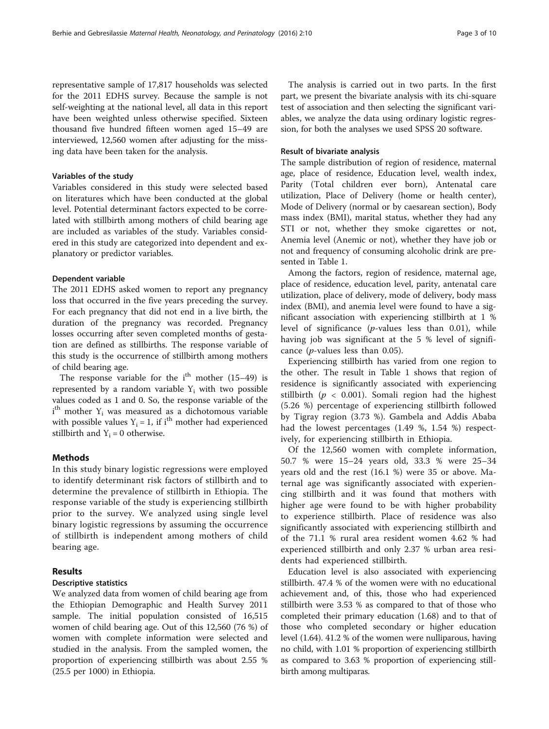representative sample of 17,817 households was selected for the 2011 EDHS survey. Because the sample is not self-weighting at the national level, all data in this report have been weighted unless otherwise specified. Sixteen thousand five hundred fifteen women aged 15–49 are interviewed, 12,560 women after adjusting for the missing data have been taken for the analysis.

#### Variables of the study

Variables considered in this study were selected based on literatures which have been conducted at the global level. Potential determinant factors expected to be correlated with stillbirth among mothers of child bearing age are included as variables of the study. Variables considered in this study are categorized into dependent and explanatory or predictor variables.

#### Dependent variable

The 2011 EDHS asked women to report any pregnancy loss that occurred in the five years preceding the survey. For each pregnancy that did not end in a live birth, the duration of the pregnancy was recorded. Pregnancy losses occurring after seven completed months of gestation are defined as stillbirths. The response variable of this study is the occurrence of stillbirth among mothers of child bearing age.

The response variable for the $i^{th}$ mother (15–49) is represented by a random variable $Y_i$ with two possible values coded as 1 and 0. So, the response variable of the $i^{th}$ mother $Y_i$ was measured as a dichotomous variable with possible values $Y_i = 1$, if $i^{th}$ mother had experienced stillbirth and $Y_i = 0$ otherwise.

## Methods

In this study binary logistic regressions were employed to identify determinant risk factors of stillbirth and to determine the prevalence of stillbirth in Ethiopia. The response variable of the study is experiencing stillbirth prior to the survey. We analyzed using single level binary logistic regressions by assuming the occurrence of stillbirth is independent among mothers of child bearing age.

## Results

### Descriptive statistics

We analyzed data from women of child bearing age from the Ethiopian Demographic and Health Survey 2011 sample. The initial population consisted of 16,515 women of child bearing age. Out of this 12,560 (76 %) of women with complete information were selected and studied in the analysis. From the sampled women, the proportion of experiencing stillbirth was about 2.55 % (25.5 per 1000) in Ethiopia.

The analysis is carried out in two parts. In the first part, we present the bivariate analysis with its chi-square test of association and then selecting the significant variables, we analyze the data using ordinary logistic regression, for both the analyses we used SPSS 20 software.

#### Result of bivariate analysis

The sample distribution of region of residence, maternal age, place of residence, Education level, wealth index, Parity (Total children ever born), Antenatal care utilization, Place of Delivery (home or health center), Mode of Delivery (normal or by caesarean section), Body mass index (BMI), marital status, whether they had any STI or not, whether they smoke cigarettes or not, Anemia level (Anemic or not), whether they have job or not and frequency of consuming alcoholic drink are presented in Table 1.

Among the factors, region of residence, maternal age, place of residence, education level, parity, antenatal care utilization, place of delivery, mode of delivery, body mass index (BMI), and anemia level were found to have a significant association with experiencing stillbirth at 1 % level of significance (*p*-values less than 0.01), while having job was significant at the 5 % level of significance (*p*-values less than 0.05).

Experiencing stillbirth has varied from one region to the other. The result in Table 1 shows that region of residence is significantly associated with experiencing stillbirth ($p < 0.001$). Somali region had the highest (5.26 %) percentage of experiencing stillbirth followed by Tigray region (3.73 %). Gambela and Addis Ababa had the lowest percentages (1.49 %, 1.54 %) respectively, for experiencing stillbirth in Ethiopia.

Of the 12,560 women with complete information, 50.7 % were 15–24 years old, 33.3 % were 25–34 years old and the rest (16.1 %) were 35 or above. Maternal age was significantly associated with experiencing stillbirth and it was found that mothers with higher age were found to be with higher probability to experience stillbirth. Place of residence was also significantly associated with experiencing stillbirth and of the 71.1 % rural area resident women 4.62 % had experienced stillbirth and only 2.37 % urban area residents had experienced stillbirth.

Education level is also associated with experiencing stillbirth. 47.4 % of the women were with no educational achievement and, of this, those who had experienced stillbirth were 3.53 % as compared to that of those who completed their primary education (1.68) and to that of those who completed secondary or higher education level (1.64). 41.2 % of the women were nulliparous, having no child, with 1.01 % proportion of experiencing stillbirth as compared to 3.63 % proportion of experiencing stillbirth among multiparas.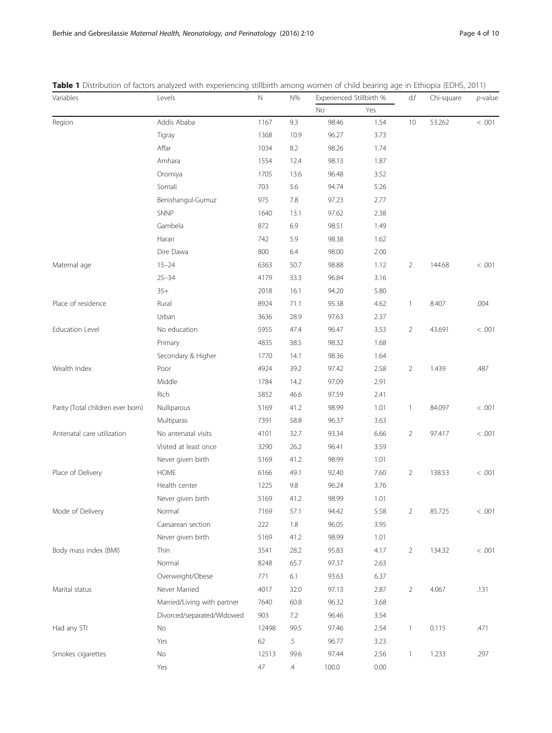**Table 1** Distribution of factors analyzed with experiencing stillbirth among women of child bearing age in Ethiopia (EDHS, 2011)

| Variables | Levels | N | N% | Experienced Stillbirth % | | d.f | Chi-square | *p*-value |
|---|---|---|---|---|---|---|---|---|
| | | | | No | Yes | | | |
| Region | Addis Ababa | 1167 | 9.3 | 98.46 | 1.54 | 10 | 53.262 | < .001 |
| | Tigray | 1368 | 10.9 | 96.27 | 3.73 | | | |
| | Affar | 1034 | 8.2 | 98.26 | 1.74 | | | |
| | Amhara | 1554 | 12.4 | 98.13 | 1.87 | | | |
| | Oromiya | 1705 | 13.6 | 96.48 | 3.52 | | | |
| | Somali | 703 | 5.6 | 94.74 | 5.26 | | | |
| | Benishangul-Gumuz | 975 | 7.8 | 97.23 | 2.77 | | | |
| | SNNP | 1640 | 13.1 | 97.62 | 2.38 | | | |
| | Gambela | 872 | 6.9 | 98.51 | 1.49 | | | |
| | Harari | 742 | 5.9 | 98.38 | 1.62 | | | |
| | Dire Dawa | 800 | 6.4 | 98.00 | 2.00 | | | |
| Maternal age | 15–24 | 6363 | 50.7 | 98.88 | 1.12 | 2 | 144.68 | < .001 |
| | 25–34 | 4179 | 33.3 | 96.84 | 3.16 | | | |
| | 35+ | 2018 | 16.1 | 94.20 | 5.80 | | | |
| Place of residence | Rural | 8924 | 71.1 | 95.38 | 4.62 | 1 | 8.407 | .004 |
| | Urban | 3636 | 28.9 | 97.63 | 2.37 | | | |
| Education Level | No education | 5955 | 47.4 | 96.47 | 3.53 | 2 | 43.691 | < .001 |
| | Primary | 4835 | 38.5 | 98.32 | 1.68 | | | |
| | Secondary & Higher | 1770 | 14.1 | 98.36 | 1.64 | | | |
| Wealth Index | Poor | 4924 | 39.2 | 97.42 | 2.58 | 2 | 1.439 | .487 |
| | Middle | 1784 | 14.2 | 97.09 | 2.91 | | | |
| | Rich | 5852 | 46.6 | 97.59 | 2.41 | | | |
| Parity (Total children ever born) | Nulliparous | 5169 | 41.2 | 98.99 | 1.01 | 1 | 84.097 | < .001 |
| | Multiparas | 7391 | 58.8 | 96.37 | 3.63 | | | |
| Antenatal care utilization | No antenatal visits | 4101 | 32.7 | 93.34 | 6.66 | 2 | 97.417 | < .001 |
| | Visited at least once | 3290 | 26.2 | 96.41 | 3.59 | | | |
| | Never given birth | 5169 | 41.2 | 98.99 | 1.01 | | | |
| Place of Delivery | HOME | 6166 | 49.1 | 92.40 | 7.60 | 2 | 138.53 | < .001 |
| | Health center | 1225 | 9.8 | 96.24 | 3.76 | | | |
| | Never given birth | 5169 | 41.2 | 98.99 | 1.01 | | | |
| Mode of Delivery | Normal | 7169 | 57.1 | 94.42 | 5.58 | 2 | 85.725 | < .001 |
| | Caesarean section | 222 | 1.8 | 96.05 | 3.95 | | | |
| | Never given birth | 5169 | 41.2 | 98.99 | 1.01 | | | |
| Body mass index (BMI) | Thin | 3541 | 28.2 | 95.83 | 4.17 | 2 | 134.32 | < .001 |
| | Normal | 8248 | 65.7 | 97.37 | 2.63 | | | |
| | Overweight/Obese | 771 | 6.1 | 93.63 | 6.37 | | | |
| Marital status | Never Married | 4017 | 32.0 | 97.13 | 2.87 | 2 | 4.067 | .131 |
| | Married/Living with partner | 7640 | 60.8 | 96.32 | 3.68 | | | |
| | Divorced/separated/Widowed | 903 | 7.2 | 96.46 | 3.54 | | | |
| Had any STI | No | 12498 | 99.5 | 97.46 | 2.54 | 1 | 0.115 | .471 |
| | Yes | 62 | .5 | 96.77 | 3.23 | | | |
| Smokes cigarettes | No | 12513 | 99.6 | 97.44 | 2.56 | 1 | 1.233 | .297 |
| | Yes | 47 | .4 | 100.0 | 0.00 | | | |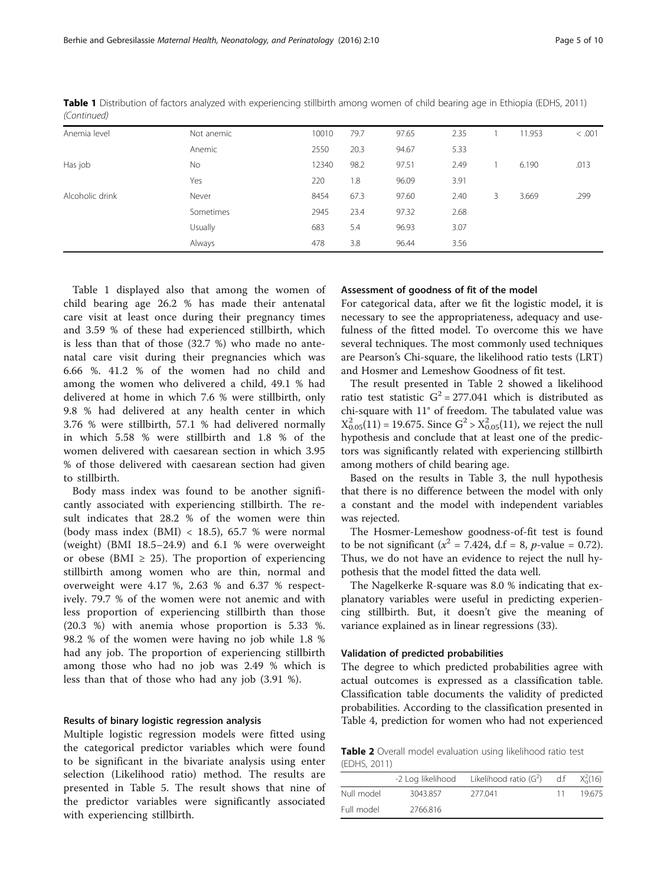**Table 1** Distribution of factors analyzed with experiencing stillbirth among women of child bearing age in Ethiopia (EDHS, 2011) *(Continued)*

| | | | | | | | | |
|---|---|---|---|---|---|---|---|---|
| Anemia level | Not anemic | 10010 | 79.7 | 97.65 | 2.35 | 1 | 11.953 | < .001 |
| | Anemic | 2550 | 20.3 | 94.67 | 5.33 | | | |
| Has job | No | 12340 | 98.2 | 97.51 | 2.49 | 1 | 6.190 | .013 |
| | Yes | 220 | 1.8 | 96.09 | 3.91 | | | |
| Alcoholic drink | Never | 8454 | 67.3 | 97.60 | 2.40 | 3 | 3.669 | .299 |
| | Sometimes | 2945 | 23.4 | 97.32 | 2.68 | | | |
| | Usually | 683 | 5.4 | 96.93 | 3.07 | | | |
| | Always | 478 | 3.8 | 96.44 | 3.56 | | | |

Table 1 displayed also that among the women of child bearing age 26.2 % has made their antenatal care visit at least once during their pregnancy times and 3.59 % of these had experienced stillbirth, which is less than that of those (32.7 %) who made no antenatal care visit during their pregnancies which was 6.66 %. 41.2 % of the women had no child and among the women who delivered a child, 49.1 % had delivered at home in which 7.6 % were stillbirth, only 9.8 % had delivered at any health center in which 3.76 % were stillbirth, 57.1 % had delivered normally in which 5.58 % were stillbirth and 1.8 % of the women delivered with caesarean section in which 3.95 % of those delivered with caesarean section had given to stillbirth.

Body mass index was found to be another significantly associated with experiencing stillbirth. The result indicates that 28.2 % of the women were thin (body mass index (BMI) < 18.5), 65.7 % were normal (weight) (BMI 18.5–24.9) and 6.1 % were overweight or obese (BMI ≥ 25). The proportion of experiencing stillbirth among women who are thin, normal and overweight were 4.17 %, 2.63 % and 6.37 % respectively. 79.7 % of the women were not anemic and with less proportion of experiencing stillbirth than those (20.3 %) with anemia whose proportion is 5.33 %. 98.2 % of the women were having no job while 1.8 % had any job. The proportion of experiencing stillbirth among those who had no job was 2.49 % which is less than that of those who had any job (3.91 %).

### Results of binary logistic regression analysis

Multiple logistic regression models were fitted using the categorical predictor variables which were found to be significant in the bivariate analysis using enter selection (Likelihood ratio) method. The results are presented in Table 5. The result shows that nine of the predictor variables were significantly associated with experiencing stillbirth.

### Assessment of goodness of fit of the model

For categorical data, after we fit the logistic model, it is necessary to see the appropriateness, adequacy and usefulness of the fitted model. To overcome this we have several techniques. The most commonly used techniques are Pearson's Chi-square, the likelihood ratio tests (LRT) and Hosmer and Lemeshow Goodness of fit test.

The result presented in Table 2 showed a likelihood ratio test statistic $G^2 = 277.041$ which is distributed as chi-square with 11° of freedom. The tabulated value was $X^2_{0.05}(11) = 19.675$. Since $G^2 > X^2_{0.05}(11)$, we reject the null hypothesis and conclude that at least one of the predictors was significantly related with experiencing stillbirth among mothers of child bearing age.

Based on the results in Table 3, the null hypothesis that there is no difference between the model with only a constant and the model with independent variables was rejected.

The Hosmer-Lemeshow goodness-of-fit test is found to be not significant ($x^2 = 7.424$, d.f = 8, $p$-value = 0.72). Thus, we do not have an evidence to reject the null hypothesis that the model fitted the data well.

The Nagelkerke R-square was 8.0 % indicating that explanatory variables were useful in predicting experiencing stillbirth. But, it doesn't give the meaning of variance explained as in linear regressions (33).

### Validation of predicted probabilities

The degree to which predicted probabilities agree with actual outcomes is expressed as a classification table. Classification table documents the validity of predicted probabilities. According to the classification presented in Table 4, prediction for women who had not experienced

**Table 2** Overall model evaluation using likelihood ratio test (EDHS, 2011)

| | -2 Log likelihood | Likelihood ratio ($G^2$) | d.f | $X^2_\alpha(16)$ |
|---|---|---|---|---|
| Null model | 3043.857 | 277.041 | 11 | 19.675 |
| Full model | 2766.816 | | | |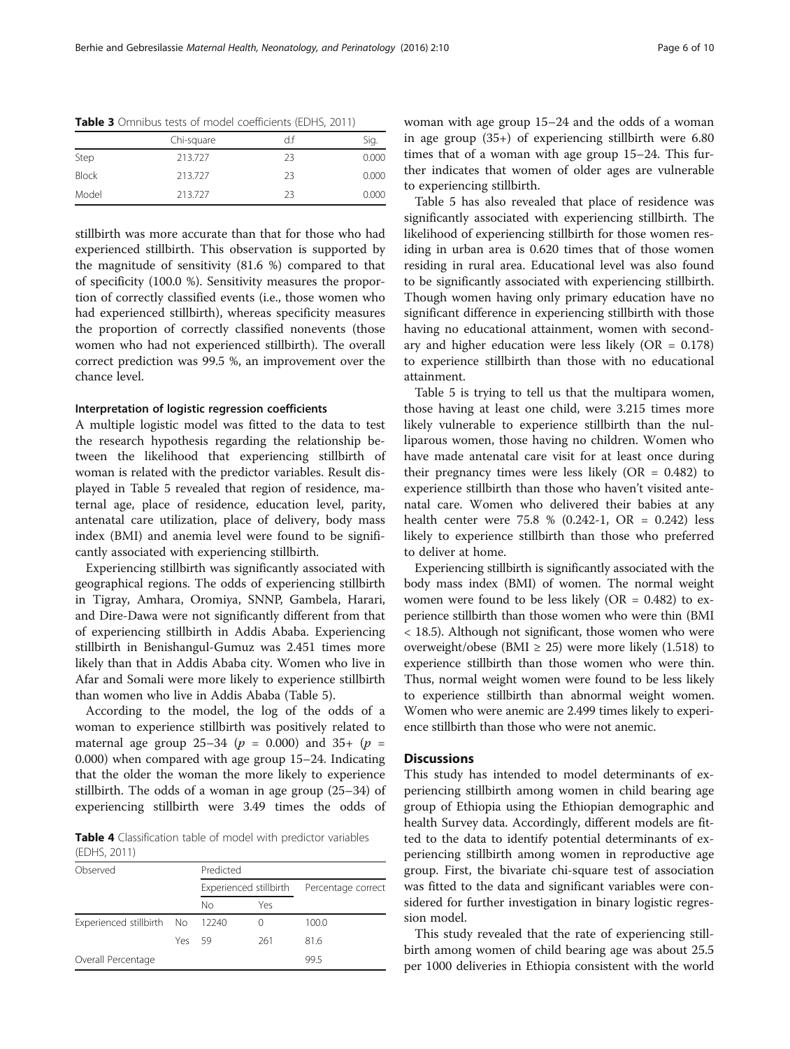**Table 3** Omnibus tests of model coefficients (EDHS, 2011)

| | Chi-square | d.f | Sig. |
|---|---|---|---|
| Step | 213.727 | 23 | 0.000 |
| Block | 213.727 | 23 | 0.000 |
| Model | 213.727 | 23 | 0.000 |

stillbirth was more accurate than that for those who had experienced stillbirth. This observation is supported by the magnitude of sensitivity (81.6 %) compared to that of specificity (100.0 %). Sensitivity measures the proportion of correctly classified events (i.e., those women who had experienced stillbirth), whereas specificity measures the proportion of correctly classified nonevents (those women who had not experienced stillbirth). The overall correct prediction was 99.5 %, an improvement over the chance level.

#### Interpretation of logistic regression coefficients

A multiple logistic model was fitted to the data to test the research hypothesis regarding the relationship between the likelihood that experiencing stillbirth of woman is related with the predictor variables. Result displayed in Table 5 revealed that region of residence, maternal age, place of residence, education level, parity, antenatal care utilization, place of delivery, body mass index (BMI) and anemia level were found to be significantly associated with experiencing stillbirth.

Experiencing stillbirth was significantly associated with geographical regions. The odds of experiencing stillbirth in Tigray, Amhara, Oromiya, SNNP, Gambela, Harari, and Dire-Dawa were not significantly different from that of experiencing stillbirth in Addis Ababa. Experiencing stillbirth in Benishangul-Gumuz was 2.451 times more likely than that in Addis Ababa city. Women who live in Afar and Somali were more likely to experience stillbirth than women who live in Addis Ababa (Table 5).

According to the model, the log of the odds of a woman to experience stillbirth was positively related to maternal age group 25–34 ($p$ = 0.000) and 35+ ($p$ = 0.000) when compared with age group 15–24. Indicating that the older the woman the more likely to experience stillbirth. The odds of a woman in age group (25–34) of experiencing stillbirth were 3.49 times the odds of woman with age group 15–24 and the odds of a woman in age group (35+) of experiencing stillbirth were 6.80 times that of a woman with age group 15–24. This further indicates that women of older ages are vulnerable to experiencing stillbirth.

Table 5 has also revealed that place of residence was significantly associated with experiencing stillbirth. The likelihood of experiencing stillbirth for those women residing in urban area is 0.620 times that of those women residing in rural area. Educational level was also found to be significantly associated with experiencing stillbirth. Though women having only primary education have no significant difference in experiencing stillbirth with those having no educational attainment, women with secondary and higher education were less likely (OR = 0.178) to experience stillbirth than those with no educational attainment.

Table 5 is trying to tell us that the multipara women, those having at least one child, were 3.215 times more likely vulnerable to experience stillbirth than the nulliparous women, those having no children. Women who have made antenatal care visit for at least once during their pregnancy times were less likely (OR = 0.482) to experience stillbirth than those who haven't visited antenatal care. Women who delivered their babies at any health center were 75.8 % (0.242-1, OR = 0.242) less likely to experience stillbirth than those who preferred to deliver at home.

Experiencing stillbirth is significantly associated with the body mass index (BMI) of women. The normal weight women were found to be less likely (OR = 0.482) to experience stillbirth than those women who were thin (BMI < 18.5). Although not significant, those women who were overweight/obese (BMI ≥ 25) were more likely (1.518) to experience stillbirth than those women who were thin. Thus, normal weight women were found to be less likely to experience stillbirth than abnormal weight women. Women who were anemic are 2.499 times likely to experience stillbirth than those who were not anemic.

**Table 4** Classification table of model with predictor variables (EDHS, 2011)

| Observed | | Predicted | | |
|---|---|---|---|---|
| | | Experienced stillbirth | | Percentage correct |
| | | No | Yes | |
| Experienced stillbirth | No | 12240 | 0 | 100.0 |
| | Yes | 59 | 261 | 81.6 |
| Overall Percentage | | | | 99.5 |

## Discussions

This study has intended to model determinants of experiencing stillbirth among women in child bearing age group of Ethiopia using the Ethiopian demographic and health Survey data. Accordingly, different models are fitted to the data to identify potential determinants of experiencing stillbirth among women in reproductive age group. First, the bivariate chi-square test of association was fitted to the data and significant variables were considered for further investigation in binary logistic regression model.

This study revealed that the rate of experiencing stillbirth among women of child bearing age was about 25.5 per 1000 deliveries in Ethiopia consistent with the world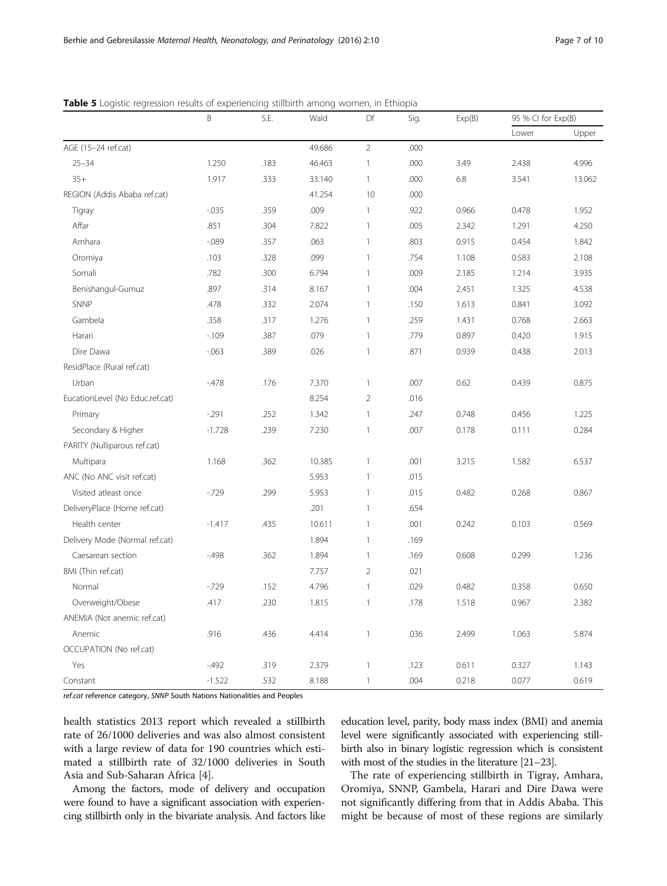**Table 5** Logistic regression results of experiencing stillbirth among women, in Ethiopia

| | B | S.E. | Wald | Df | Sig. | Exp(B) | 95 % CI for Exp(B) | |
|---|---|---|---|---|---|---|---|---|
| | | | | | | | Lower | Upper |
| AGE (15–24 ref.cat) | | | 49.686 | 2 | .000 | | | |
| 25–34 | 1.250 | .183 | 46.463 | 1 | .000 | 3.49 | 2.438 | 4.996 |
| 35+ | 1.917 | .333 | 33.140 | 1 | .000 | 6.8 | 3.541 | 13.062 |
| REGION (Addis Ababa ref.cat) | | | 41.254 | 10 | .000 | | | |
| Tigray | -.035 | .359 | .009 | 1 | .922 | 0.966 | 0.478 | 1.952 |
| Affar | .851 | .304 | 7.822 | 1 | .005 | 2.342 | 1.291 | 4.250 |
| Amhara | -.089 | .357 | .063 | 1 | .803 | 0.915 | 0.454 | 1.842 |
| Oromiya | .103 | .328 | .099 | 1 | .754 | 1.108 | 0.583 | 2.108 |
| Somali | .782 | .300 | 6.794 | 1 | .009 | 2.185 | 1.214 | 3.935 |
| Benishangul-Gumuz | .897 | .314 | 8.167 | 1 | .004 | 2.451 | 1.325 | 4.538 |
| SNNP | .478 | .332 | 2.074 | 1 | .150 | 1.613 | 0.841 | 3.092 |
| Gambela | .358 | .317 | 1.276 | 1 | .259 | 1.431 | 0.768 | 2.663 |
| Harari | -.109 | .387 | .079 | 1 | .779 | 0.897 | 0.420 | 1.915 |
| Dire Dawa | -.063 | .389 | .026 | 1 | .871 | 0.939 | 0.438 | 2.013 |
| ResidPlace (Rural ref.cat) | | | | | | | | |
| Urban | -.478 | .176 | 7.370 | 1 | .007 | 0.62 | 0.439 | 0.875 |
| EucationLevel (No Educ.ref.cat) | | | 8.254 | 2 | .016 | | | |
| Primary | -.291 | .252 | 1.342 | 1 | .247 | 0.748 | 0.456 | 1.225 |
| Secondary & Higher | -1.728 | .239 | 7.230 | 1 | .007 | 0.178 | 0.111 | 0.284 |
| PARITY (Nulliparous ref.cat) | | | | | | | | |
| Multipara | 1.168 | .362 | 10.385 | 1 | .001 | 3.215 | 1.582 | 6.537 |
| ANC (No ANC visit ref.cat) | | | 5.953 | 1 | .015 | | | |
| Visited atleast once | -.729 | .299 | 5.953 | 1 | .015 | 0.482 | 0.268 | 0.867 |
| DeliveryPlace (Home ref.cat) | | | .201 | 1 | .654 | | | |
| Health center | -1.417 | .435 | 10.611 | 1 | .001 | 0.242 | 0.103 | 0.569 |
| Delivery Mode (Normal ref.cat) | | | 1.894 | 1 | .169 | | | |
| Caesarean section | -.498 | .362 | 1.894 | 1 | .169 | 0.608 | 0.299 | 1.236 |
| BMI (Thin ref.cat) | | | 7.757 | 2 | .021 | | | |
| Normal | -.729 | .152 | 4.796 | 1 | .029 | 0.482 | 0.358 | 0.650 |
| Overweight/Obese | .417 | .230 | 1.815 | 1 | .178 | 1.518 | 0.967 | 2.382 |
| ANEMIA (Not anemic ref.cat) | | | | | | | | |
| Anemic | .916 | .436 | 4.414 | 1 | .036 | 2.499 | 1.063 | 5.874 |
| OCCUPATION (No ref.cat) | | | | | | | | |
| Yes | -.492 | .319 | 2.379 | 1 | .123 | 0.611 | 0.327 | 1.143 |
| Constant | -1.522 | .532 | 8.188 | 1 | .004 | 0.218 | 0.077 | 0.619 |

*ref.cat* reference category, *SNNP* South Nations Nationalities and Peoples

health statistics 2013 report which revealed a stillbirth rate of 26/1000 deliveries and was also almost consistent with a large review of data for 190 countries which estimated a stillbirth rate of 32/1000 deliveries in South Asia and Sub-Saharan Africa [4].

Among the factors, mode of delivery and occupation were found to have a significant association with experiencing stillbirth only in the bivariate analysis. And factors like education level, parity, body mass index (BMI) and anemia level were significantly associated with experiencing stillbirth also in binary logistic regression which is consistent with most of the studies in the literature [21–23].

The rate of experiencing stillbirth in Tigray, Amhara, Oromiya, SNNP, Gambela, Harari and Dire Dawa were not significantly differing from that in Addis Ababa. This might be because of most of these regions are similarly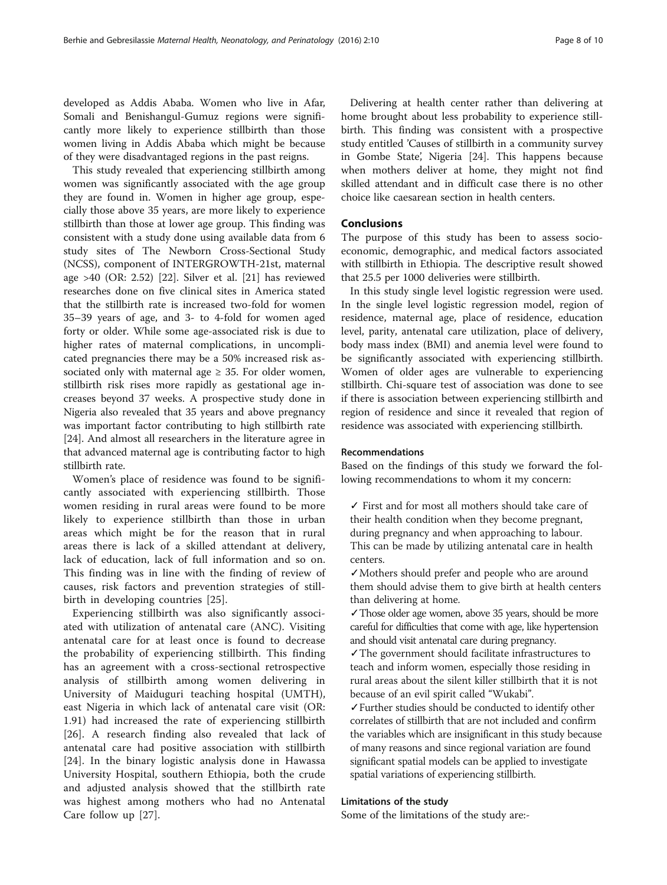developed as Addis Ababa. Women who live in Afar, Somali and Benishangul-Gumuz regions were significantly more likely to experience stillbirth than those women living in Addis Ababa which might be because of they were disadvantaged regions in the past reigns.

This study revealed that experiencing stillbirth among women was significantly associated with the age group they are found in. Women in higher age group, especially those above 35 years, are more likely to experience stillbirth than those at lower age group. This finding was consistent with a study done using available data from 6 study sites of The Newborn Cross-Sectional Study (NCSS), component of INTERGROWTH-21st, maternal age >40 (OR: 2.52) [22]. Silver et al. [21] has reviewed researches done on five clinical sites in America stated that the stillbirth rate is increased two-fold for women 35–39 years of age, and 3- to 4-fold for women aged forty or older. While some age-associated risk is due to higher rates of maternal complications, in uncomplicated pregnancies there may be a 50% increased risk associated only with maternal age ≥ 35. For older women, stillbirth risk rises more rapidly as gestational age increases beyond 37 weeks. A prospective study done in Nigeria also revealed that 35 years and above pregnancy was important factor contributing to high stillbirth rate [24]. And almost all researchers in the literature agree in that advanced maternal age is contributing factor to high stillbirth rate.

Women's place of residence was found to be significantly associated with experiencing stillbirth. Those women residing in rural areas were found to be more likely to experience stillbirth than those in urban areas which might be for the reason that in rural areas there is lack of a skilled attendant at delivery, lack of education, lack of full information and so on. This finding was in line with the finding of review of causes, risk factors and prevention strategies of stillbirth in developing countries [25].

Experiencing stillbirth was also significantly associated with utilization of antenatal care (ANC). Visiting antenatal care for at least once is found to decrease the probability of experiencing stillbirth. This finding has an agreement with a cross-sectional retrospective analysis of stillbirth among women delivering in University of Maiduguri teaching hospital (UMTH), east Nigeria in which lack of antenatal care visit (OR: 1.91) had increased the rate of experiencing stillbirth [26]. A research finding also revealed that lack of antenatal care had positive association with stillbirth [24]. In the binary logistic analysis done in Hawassa University Hospital, southern Ethiopia, both the crude and adjusted analysis showed that the stillbirth rate was highest among mothers who had no Antenatal Care follow up [27].

Delivering at health center rather than delivering at home brought about less probability to experience stillbirth. This finding was consistent with a prospective study entitled 'Causes of stillbirth in a community survey in Gombe State', Nigeria [24]. This happens because when mothers deliver at home, they might not find skilled attendant and in difficult case there is no other choice like caesarean section in health centers.

## Conclusions

The purpose of this study has been to assess socio-economic, demographic, and medical factors associated with stillbirth in Ethiopia. The descriptive result showed that 25.5 per 1000 deliveries were stillbirth.

In this study single level logistic regression were used. In the single level logistic regression model, region of residence, maternal age, place of residence, education level, parity, antenatal care utilization, place of delivery, body mass index (BMI) and anemia level were found to be significantly associated with experiencing stillbirth. Women of older ages are vulnerable to experiencing stillbirth. Chi-square test of association was done to see if there is association between experiencing stillbirth and region of residence and since it revealed that region of residence was associated with experiencing stillbirth.

### Recommendations

Based on the findings of this study we forward the following recommendations to whom it my concern:

✓ First and for most all mothers should take care of their health condition when they become pregnant, during pregnancy and when approaching to labour. This can be made by utilizing antenatal care in health centers.

✓Mothers should prefer and people who are around them should advise them to give birth at health centers than delivering at home.

✓Those older age women, above 35 years, should be more careful for difficulties that come with age, like hypertension and should visit antenatal care during pregnancy.

✓The government should facilitate infrastructures to teach and inform women, especially those residing in rural areas about the silent killer stillbirth that it is not because of an evil spirit called "Wukabi".

✓Further studies should be conducted to identify other correlates of stillbirth that are not included and confirm the variables which are insignificant in this study because of many reasons and since regional variation are found significant spatial models can be applied to investigate spatial variations of experiencing stillbirth.

### Limitations of the study

Some of the limitations of the study are:-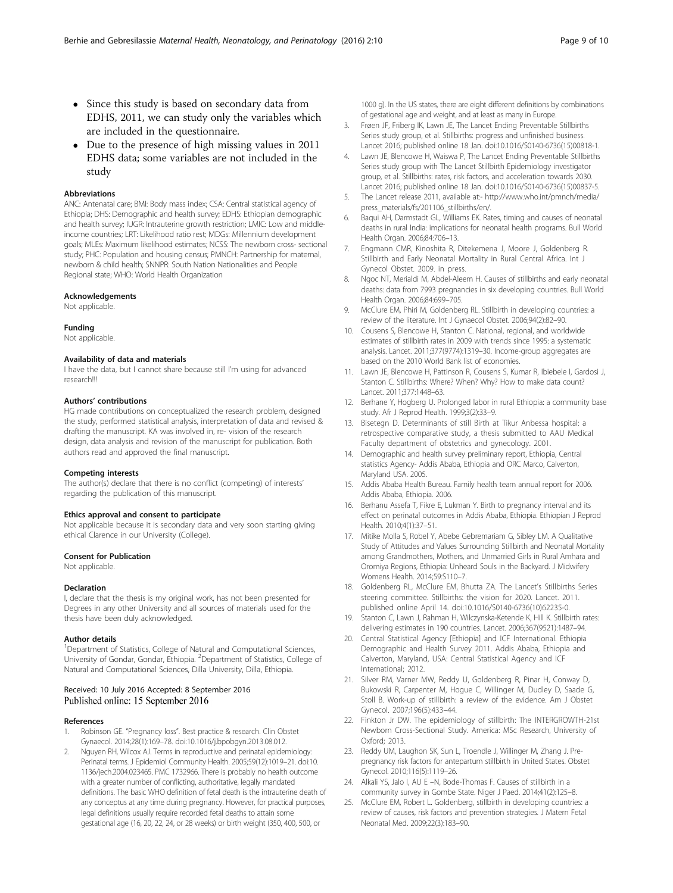- Since this study is based on secondary data from EDHS, 2011, we can study only the variables which are included in the questionnaire.
- Due to the presence of high missing values in 2011 EDHS data; some variables are not included in the study

#### Abbreviations

ANC: Antenatal care; BMI: Body mass index; CSA: Central statistical agency of Ethiopia; DHS: Demographic and health survey; EDHS: Ethiopian demographic and health survey; IUGR: Intrauterine growth restriction; LMIC: Low and middle-income countries; LRT: Likelihood ratio rest; MDGs: Millennium development goals; MLEs: Maximum likelihood estimates; NCSS: The newborn cross- sectional study; PHC: Population and housing census; PMNCH: Partnership for maternal, newborn & child health; SNNPR: South Nation Nationalities and People Regional state; WHO: World Health Organization

#### Acknowledgements

Not applicable.

#### Funding

Not applicable.

#### Availability of data and materials

I have the data, but I cannot share because still I'm using for advanced research!!!

#### Authors' contributions

HG made contributions on conceptualized the research problem, designed the study, performed statistical analysis, interpretation of data and revised & drafting the manuscript. KA was involved in, re- vision of the research design, data analysis and revision of the manuscript for publication. Both authors read and approved the final manuscript.

#### Competing interests

The author(s) declare that there is no conflict (competing) of interests' regarding the publication of this manuscript.

#### Ethics approval and consent to participate

Not applicable because it is secondary data and very soon starting giving ethical Clarence in our University (College).

#### Consent for Publication

Not applicable.

#### Declaration

I, declare that the thesis is my original work, has not been presented for Degrees in any other University and all sources of materials used for the thesis have been duly acknowledged.

#### Author details

[1]Department of Statistics, College of Natural and Computational Sciences, University of Gondar, Gondar, Ethiopia. [2]Department of Statistics, College of Natural and Computational Sciences, Dilla University, Dilla, Ethiopia.

Received: 10 July 2016 Accepted: 8 September 2016
Published online: 15 September 2016

#### References

1. Robinson GE. "Pregnancy loss". Best practice & research. Clin Obstet Gynaecol. 2014;28(1):169–78. doi:10.1016/j.bpobgyn.2013.08.012.
2. Nguyen RH, Wilcox AJ. Terms in reproductive and perinatal epidemiology: Perinatal terms. J Epidemiol Community Health. 2005;59(12):1019–21. doi:10.1136/jech.2004.023465. PMC 1732966. There is probably no health outcome with a greater number of conflicting, authoritative, legally mandated definitions. The basic WHO definition of fetal death is the intrauterine death of any conceptus at any time during pregnancy. However, for practical purposes, legal definitions usually require recorded fetal deaths to attain some gestational age (16, 20, 22, 24, or 28 weeks) or birth weight (350, 400, 500, or 1000 g). In the US states, there are eight different definitions by combinations of gestational age and weight, and at least as many in Europe.
3. Frøen JF, Friberg IK, Lawn JE, The Lancet Ending Preventable Stillbirths Series study group, et al. Stillbirths: progress and unfinished business. Lancet 2016; published online 18 Jan. doi:10.1016/S0140-6736(15)00818-1.
4. Lawn JE, Blencowe H, Waiswa P, The Lancet Ending Preventable Stillbirths Series study group with The Lancet Stillbirth Epidemiology investigator group, et al. Stillbirths: rates, risk factors, and acceleration towards 2030. Lancet 2016; published online 18 Jan. doi:10.1016/S0140-6736(15)00837-5.
5. The Lancet release 2011, available at:- http://www.who.int/pmnch/media/press_materials/fs/201106_stillbirths/en/.
6. Baqui AH, Darmstadt GL, Williams EK. Rates, timing and causes of neonatal deaths in rural India: implications for neonatal health programs. Bull World Health Organ. 2006;84:706–13.
7. Engmann CMR, Kinoshita R, Ditekemena J, Moore J, Goldenberg R. Stillbirth and Early Neonatal Mortality in Rural Central Africa. Int J Gynecol Obstet. 2009. in press.
8. Ngoc NT, Merialdi M, Abdel-Aleem H. Causes of stillbirths and early neonatal deaths: data from 7993 pregnancies in six developing countries. Bull World Health Organ. 2006;84:699–705.
9. McClure EM, Phiri M, Goldenberg RL. Stillbirth in developing countries: a review of the literature. Int J Gynaecol Obstet. 2006;94(2):82–90.
10. Cousens S, Blencowe H, Stanton C. National, regional, and worldwide estimates of stillbirth rates in 2009 with trends since 1995: a systematic analysis. Lancet. 2011;377(9774):1319–30. Income-group aggregates are based on the 2010 World Bank list of economies.
11. Lawn JE, Blencowe H, Pattinson R, Cousens S, Kumar R, Ibiebele I, Gardosi J, Stanton C. Stillbirths: Where? When? Why? How to make data count? Lancet. 2011;377:1448–63.
12. Berhane Y, Hogberg U. Prolonged labor in rural Ethiopia: a community base study. Afr J Reprod Health. 1999;3(2):33–9.
13. Bisetegn D. Determinants of still Birth at Tikur Anbessa hospital: a retrospective comparative study, a thesis submitted to AAU Medical Faculty department of obstetrics and gynecology. 2001.
14. Demographic and health survey preliminary report, Ethiopia, Central statistics Agency- Addis Ababa, Ethiopia and ORC Marco, Calverton, Maryland USA. 2005.
15. Addis Ababa Health Bureau. Family health team annual report for 2006. Addis Ababa, Ethiopia. 2006.
16. Berhanu Assefa T, Fikre E, Lukman Y. Birth to pregnancy interval and its effect on perinatal outcomes in Addis Ababa, Ethiopia. Ethiopian J Reprod Health. 2010;4(1):37–51.
17. Mitike Molla S, Robel Y, Abebe Gebremariam G, Sibley LM. A Qualitative Study of Attitudes and Values Surrounding Stillbirth and Neonatal Mortality among Grandmothers, Mothers, and Unmarried Girls in Rural Amhara and Oromiya Regions, Ethiopia: Unheard Souls in the Backyard. J Midwifery Womens Health. 2014;59:S110–7.
18. Goldenberg RL, McClure EM, Bhutta ZA. The Lancet's Stillbirths Series steering committee. Stillbirths: the vision for 2020. Lancet. 2011. published online April 14. doi:10.1016/S0140-6736(10)62235-0.
19. Stanton C, Lawn J, Rahman H, Wilczynska-Ketende K, Hill K. Stillbirth rates: delivering estimates in 190 countries. Lancet. 2006;367(9521):1487–94.
20. Central Statistical Agency [Ethiopia] and ICF International. Ethiopia Demographic and Health Survey 2011. Addis Ababa, Ethiopia and Calverton, Maryland, USA: Central Statistical Agency and ICF International; 2012.
21. Silver RM, Varner MW, Reddy U, Goldenberg R, Pinar H, Conway D, Bukowski R, Carpenter M, Hogue C, Willinger M, Dudley D, Saade G, Stoll B. Work-up of stillbirth: a review of the evidence. Am J Obstet Gynecol. 2007;196(5):433–44.
22. Finkton Jr DW. The epidemiology of stillbirth: The INTERGROWTH-21st Newborn Cross-Sectional Study. America: MSc Research, University of Oxford; 2013.
23. Reddy UM, Laughon SK, Sun L, Troendle J, Willinger M, Zhang J. Pre-pregnancy risk factors for antepartum stillbirth in United States. Obstet Gynecol. 2010;116(5):1119–26.
24. Alkali YS, Jalo I, AU E –N, Bode-Thomas F. Causes of stillbirth in a community survey in Gombe State. Niger J Paed. 2014;41(2):125–8.
25. McClure EM, Robert L. Goldenberg, stillbirth in developing countries: a review of causes, risk factors and prevention strategies. J Matern Fetal Neonatal Med. 2009;22(3):183–90.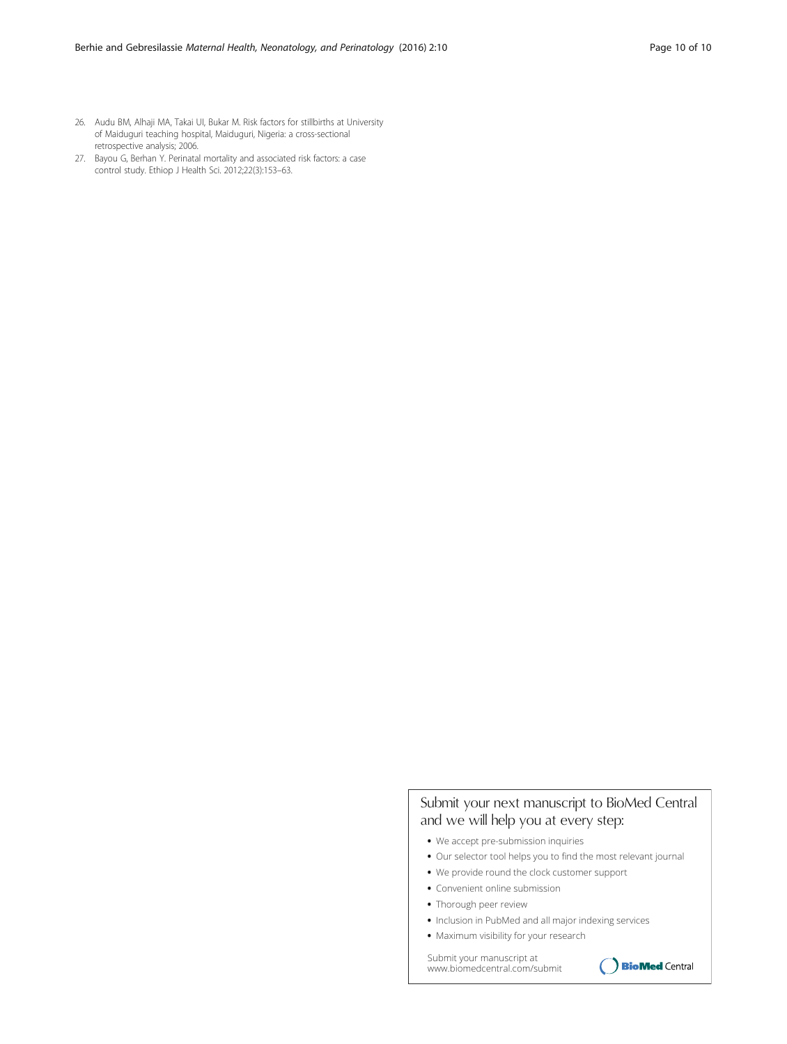26. Audu BM, Alhaji MA, Takai UI, Bukar M. Risk factors for stillbirths at University of Maiduguri teaching hospital, Maiduguri, Nigeria: a cross-sectional retrospective analysis; 2006.
27. Bayou G, Berhan Y. Perinatal mortality and associated risk factors: a case control study. Ethiop J Health Sci. 2012;22(3):153–63.

Submit your next manuscript to BioMed Central and we will help you at every step:

- We accept pre-submission inquiries
- Our selector tool helps you to find the most relevant journal
- We provide round the clock customer support
- Convenient online submission
- Thorough peer review
- Inclusion in PubMed and all major indexing services
- Maximum visibility for your research

Submit your manuscript at www.biomedcentral.com/submit

BioMed Central